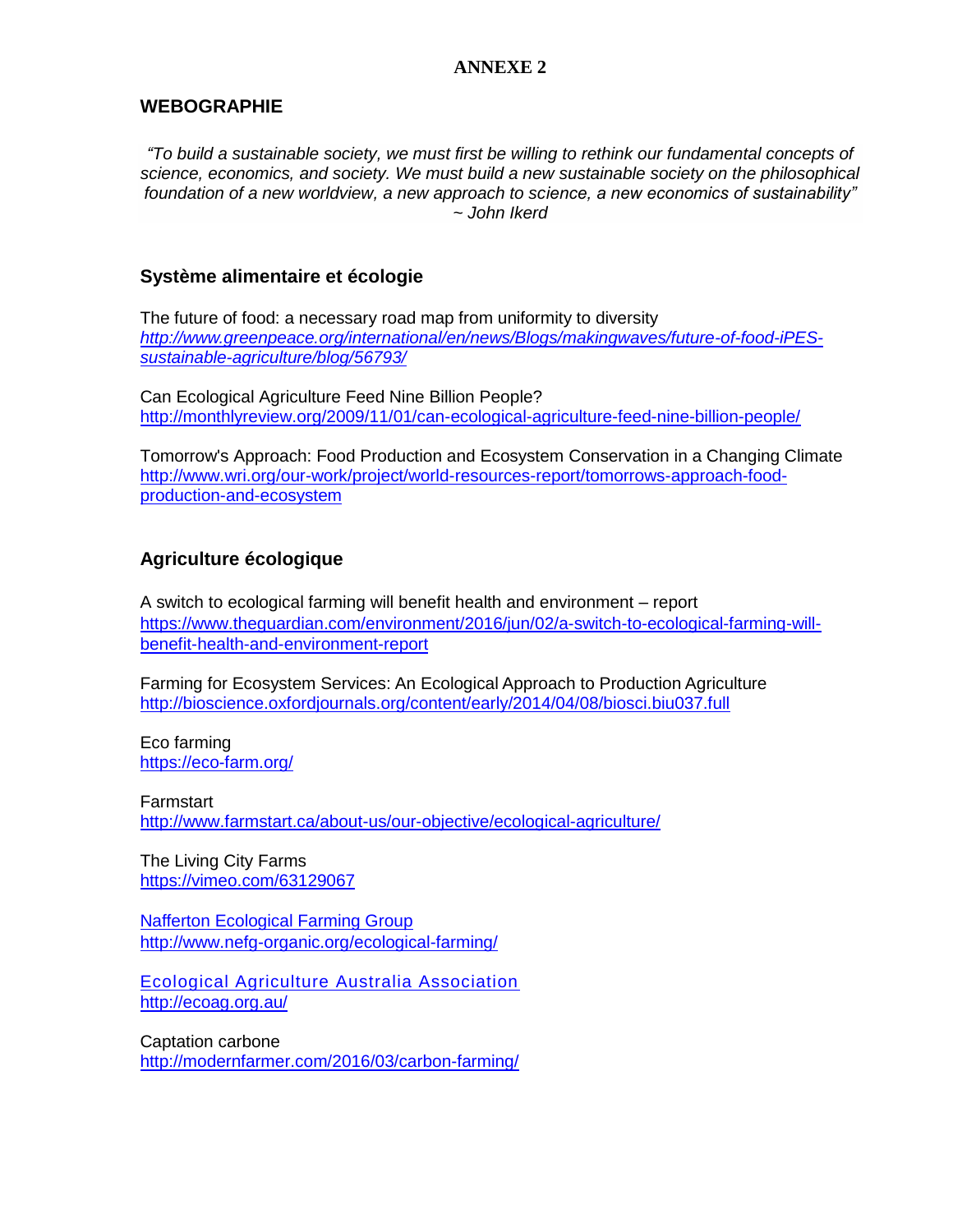**ANNEXE 2**

## WEBOGRAPHIE

*"To build a sustainable society, we must first be willing to rethink our fundamental concepts of science, economics, and society. We must build a new sustainable society on the philosophical foundation of a new worldview, a new approach to science, a new economics of sustainability"*
*~ John Ikerd*

### Système alimentaire et écologie

The future of food: a necessary road map from uniformity to diversity
*http://www.greenpeace.org/international/en/news/Blogs/makingwaves/future-of-food-iPES-sustainable-agriculture/blog/56793/*

Can Ecological Agriculture Feed Nine Billion People?
http://monthlyreview.org/2009/11/01/can-ecological-agriculture-feed-nine-billion-people/

Tomorrow's Approach: Food Production and Ecosystem Conservation in a Changing Climate
http://www.wri.org/our-work/project/world-resources-report/tomorrows-approach-food-production-and-ecosystem

### Agriculture écologique

A switch to ecological farming will benefit health and environment – report
https://www.theguardian.com/environment/2016/jun/02/a-switch-to-ecological-farming-will-benefit-health-and-environment-report

Farming for Ecosystem Services: An Ecological Approach to Production Agriculture
http://bioscience.oxfordjournals.org/content/early/2014/04/08/biosci.biu037.full

Eco farming
https://eco-farm.org/

Farmstart
http://www.farmstart.ca/about-us/our-objective/ecological-agriculture/

The Living City Farms
https://vimeo.com/63129067

Nafferton Ecological Farming Group
http://www.nefg-organic.org/ecological-farming/

Ecological Agriculture Australia Association
http://ecoag.org.au/

Captation carbone
http://modernfarmer.com/2016/03/carbon-farming/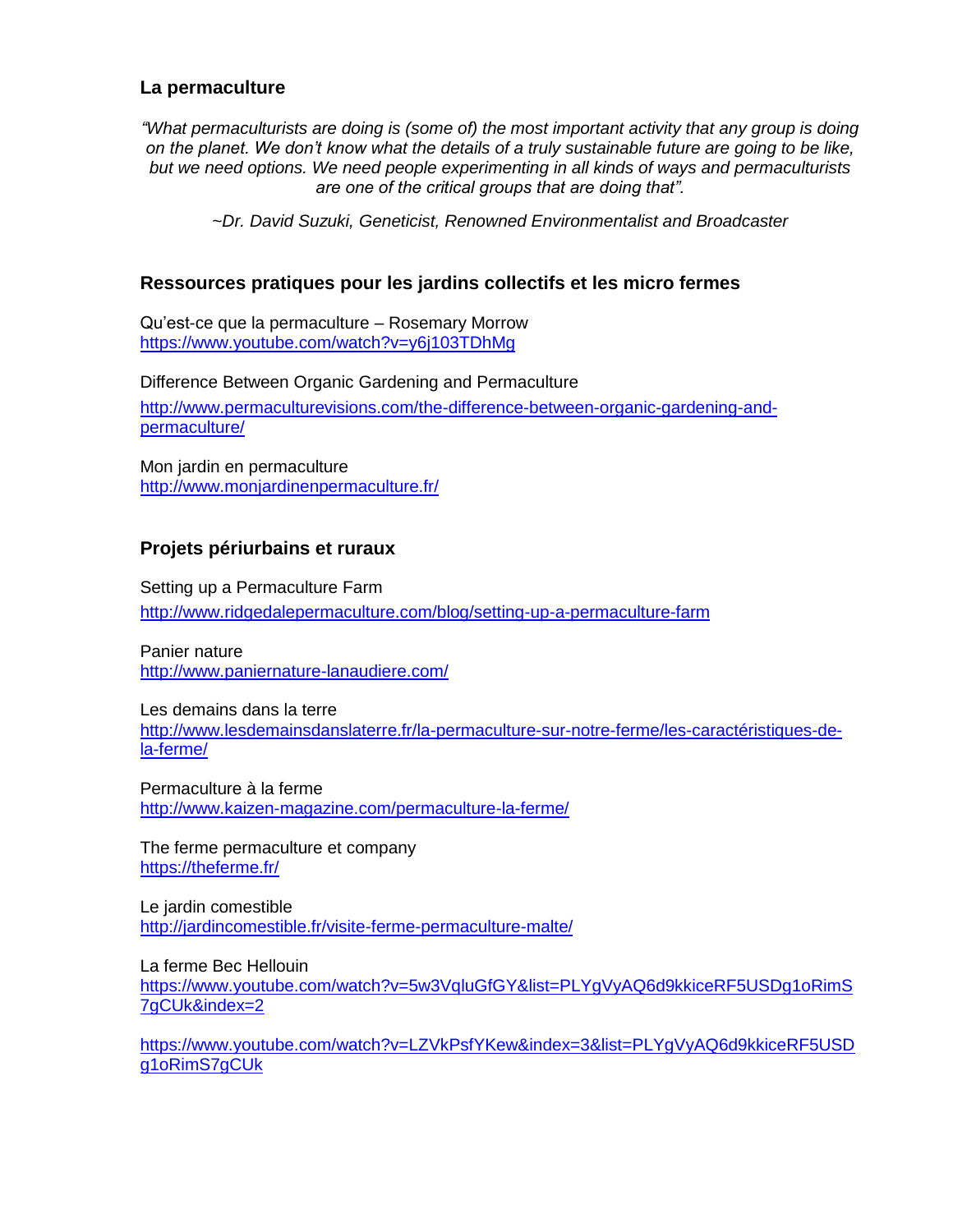## La permaculture

*"What permaculturists are doing is (some of) the most important activity that any group is doing on the planet. We don't know what the details of a truly sustainable future are going to be like, but we need options. We need people experimenting in all kinds of ways and permaculturists are one of the critical groups that are doing that".*

*~Dr. David Suzuki, Geneticist, Renowned Environmentalist and Broadcaster*

## Ressources pratiques pour les jardins collectifs et les micro fermes

Qu'est-ce que la permaculture – Rosemary Morrow
https://www.youtube.com/watch?v=y6j103TDhMg

Difference Between Organic Gardening and Permaculture
http://www.permaculturevisions.com/the-difference-between-organic-gardening-and-permaculture/

Mon jardin en permaculture
http://www.monjardinenpermaculture.fr/

## Projets périurbains et ruraux

Setting up a Permaculture Farm
http://www.ridgedalepermaculture.com/blog/setting-up-a-permaculture-farm

Panier nature
http://www.paniernature-lanaudiere.com/

Les demains dans la terre
http://www.lesdemainsdanslaterre.fr/la-permaculture-sur-notre-ferme/les-caractéristiques-de-la-ferme/

Permaculture à la ferme
http://www.kaizen-magazine.com/permaculture-la-ferme/

The ferme permaculture et company
https://theferme.fr/

Le jardin comestible
http://jardincomestible.fr/visite-ferme-permaculture-malte/

La ferme Bec Hellouin
https://www.youtube.com/watch?v=5w3VqluGfGY&list=PLYgVyAQ6d9kkiceRF5USDg1oRimS7gCUk&index=2

https://www.youtube.com/watch?v=LZVkPsfYKew&index=3&list=PLYgVyAQ6d9kkiceRF5USDg1oRimS7gCUk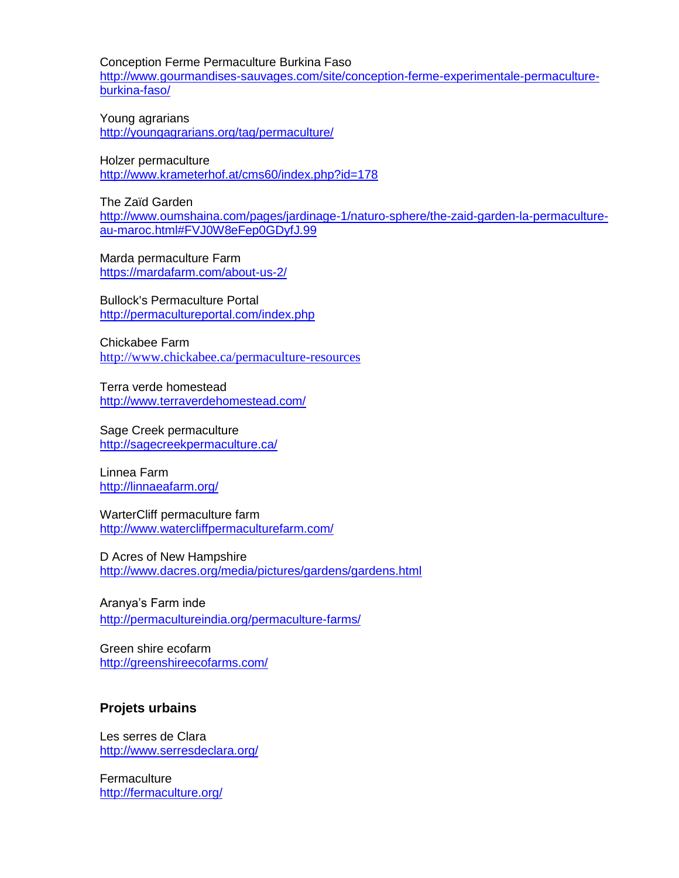Conception Ferme Permaculture Burkina Faso
http://www.gourmandises-sauvages.com/site/conception-ferme-experimentale-permaculture-burkina-faso/

Young agrarians
http://youngagrarians.org/tag/permaculture/

Holzer permaculture
http://www.krameterhof.at/cms60/index.php?id=178

The Zaïd Garden
http://www.oumshaina.com/pages/jardinage-1/naturo-sphere/the-zaid-garden-la-permaculture-au-maroc.html#FVJ0W8eFep0GDyfJ.99

Marda permaculture Farm
https://mardafarm.com/about-us-2/

Bullock's Permaculture Portal
http://permacultureportal.com/index.php

Chickabee Farm
http://www.chickabee.ca/permaculture-resources

Terra verde homestead
http://www.terraverdehomestead.com/

Sage Creek permaculture
http://sagecreekpermaculture.ca/

Linnea Farm
http://linnaeafarm.org/

WarterCliff permaculture farm
http://www.watercliffpermaculturefarm.com/

D Acres of New Hampshire
http://www.dacres.org/media/pictures/gardens/gardens.html

Aranya's Farm inde
http://permacultureindia.org/permaculture-farms/

Green shire ecofarm
http://greenshireecofarms.com/

### Projets urbains

Les serres de Clara
http://www.serresdeclara.org/

Fermaculture
http://fermaculture.org/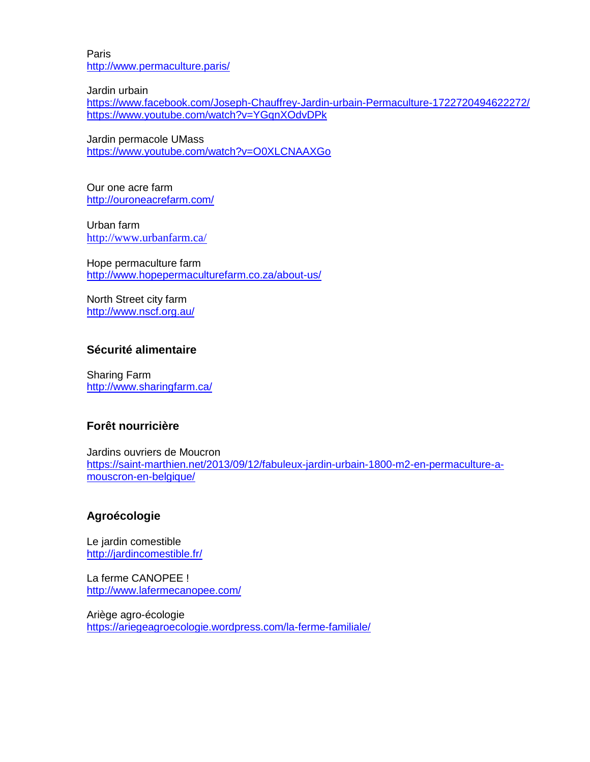Paris
http://www.permaculture.paris/

Jardin urbain
https://www.facebook.com/Joseph-Chauffrey-Jardin-urbain-Permaculture-1722720494622272/
https://www.youtube.com/watch?v=YGqnXOdvDPk

Jardin permacole UMass
https://www.youtube.com/watch?v=O0XLCNAAXGo

Our one acre farm
http://ouroneacrefarm.com/

Urban farm
http://www.urbanfarm.ca/

Hope permaculture farm
http://www.hopepermaculturefarm.co.za/about-us/

North Street city farm
http://www.nscf.org.au/

### Sécurité alimentaire

Sharing Farm
http://www.sharingfarm.ca/

### Forêt nourricière

Jardins ouvriers de Moucron
https://saint-marthien.net/2013/09/12/fabuleux-jardin-urbain-1800-m2-en-permaculture-a-mouscron-en-belgique/

### Agroécologie

Le jardin comestible
http://jardincomestible.fr/

La ferme CANOPEE !
http://www.lafermecanopee.com/

Ariège agro-écologie
https://ariegeagroecologie.wordpress.com/la-ferme-familiale/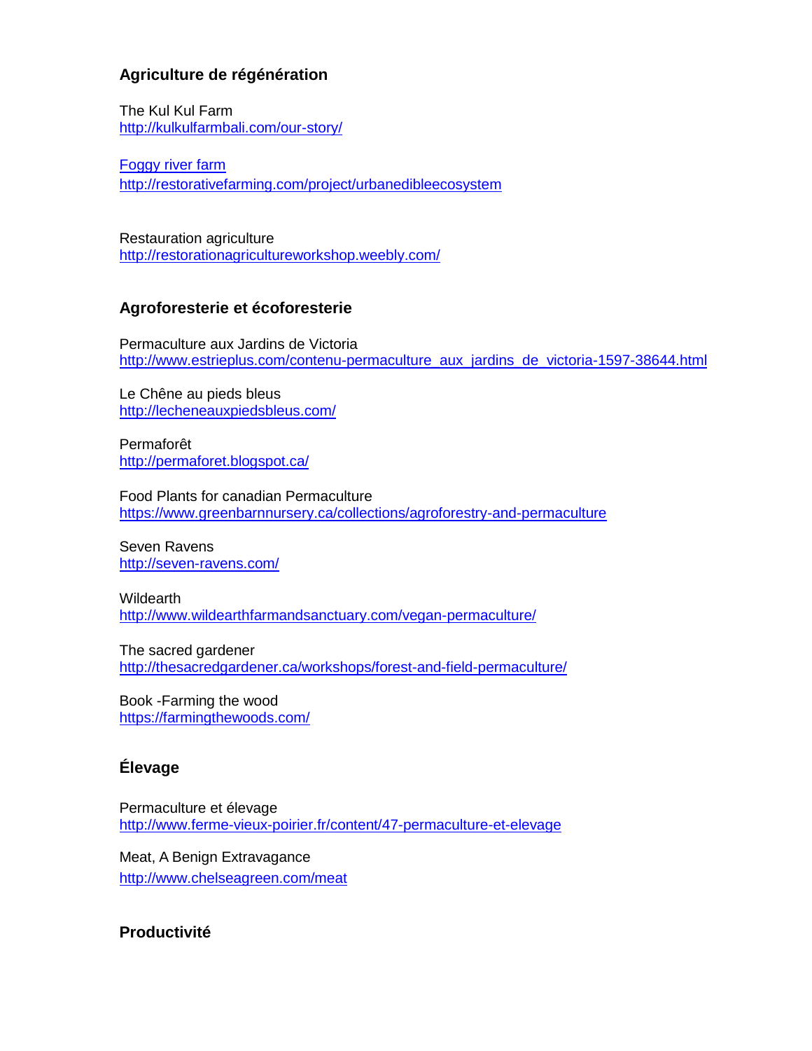### Agriculture de régénération

The Kul Kul Farm
http://kulkulfarmbali.com/our-story/

Foggy river farm
http://restorativefarming.com/project/urbanedibleecosystem

Restauration agriculture
http://restorationagricultureworkshop.weebly.com/

### Agroforesterie et écoforesterie

Permaculture aux Jardins de Victoria
http://www.estrieplus.com/contenu-permaculture_aux_jardins_de_victoria-1597-38644.html

Le Chêne au pieds bleus
http://lecheneauxpiedsbleus.com/

Permaforêt
http://permaforet.blogspot.ca/

Food Plants for canadian Permaculture
https://www.greenbarnnursery.ca/collections/agroforestry-and-permaculture

Seven Ravens
http://seven-ravens.com/

Wildearth
http://www.wildearthfarmandsanctuary.com/vegan-permaculture/

The sacred gardener
http://thesacredgardener.ca/workshops/forest-and-field-permaculture/

Book -Farming the wood
https://farmingthewoods.com/

### Élevage

Permaculture et élevage
http://www.ferme-vieux-poirier.fr/content/47-permaculture-et-elevage

Meat, A Benign Extravagance
http://www.chelseagreen.com/meat

### Productivité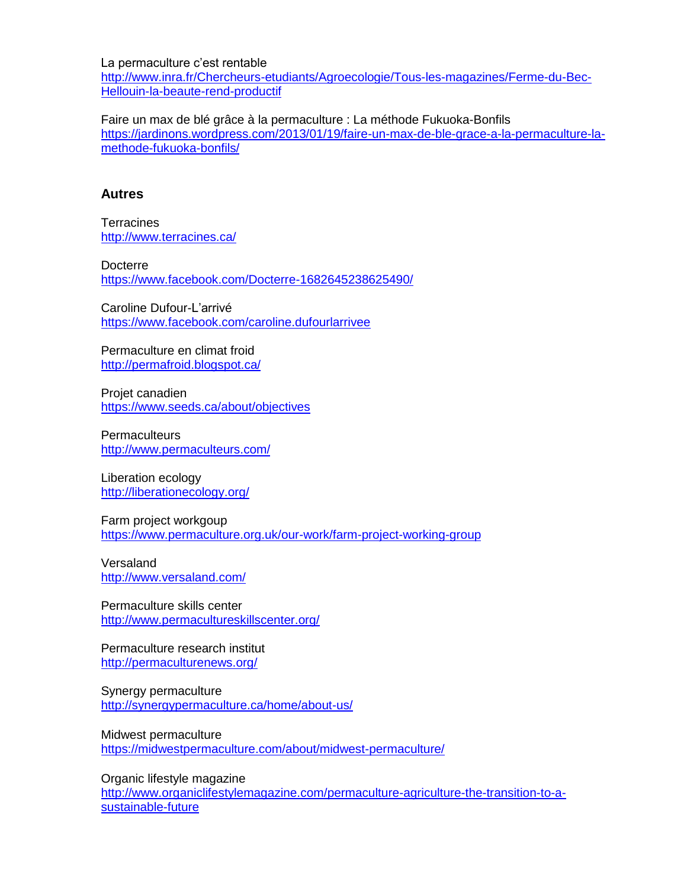La permaculture c'est rentable
http://www.inra.fr/Chercheurs-etudiants/Agroecologie/Tous-les-magazines/Ferme-du-Bec-Hellouin-la-beaute-rend-productif

Faire un max de blé grâce à la permaculture : La méthode Fukuoka-Bonfils
https://jardinons.wordpress.com/2013/01/19/faire-un-max-de-ble-grace-a-la-permaculture-la-methode-fukuoka-bonfils/

## Autres

Terracines
http://www.terracines.ca/

Docterre
https://www.facebook.com/Docterre-1682645238625490/

Caroline Dufour-L'arrivé
https://www.facebook.com/caroline.dufourlarrivee

Permaculture en climat froid
http://permafroid.blogspot.ca/

Projet canadien
https://www.seeds.ca/about/objectives

Permaculteurs
http://www.permaculteurs.com/

Liberation ecology
http://liberationecology.org/

Farm project workgoup
https://www.permaculture.org.uk/our-work/farm-project-working-group

Versaland
http://www.versaland.com/

Permaculture skills center
http://www.permacultureskillscenter.org/

Permaculture research institut
http://permaculturenews.org/

Synergy permaculture
http://synergypermaculture.ca/home/about-us/

Midwest permaculture
https://midwestpermaculture.com/about/midwest-permaculture/

Organic lifestyle magazine
http://www.organiclifestylemagazine.com/permaculture-agriculture-the-transition-to-a-sustainable-future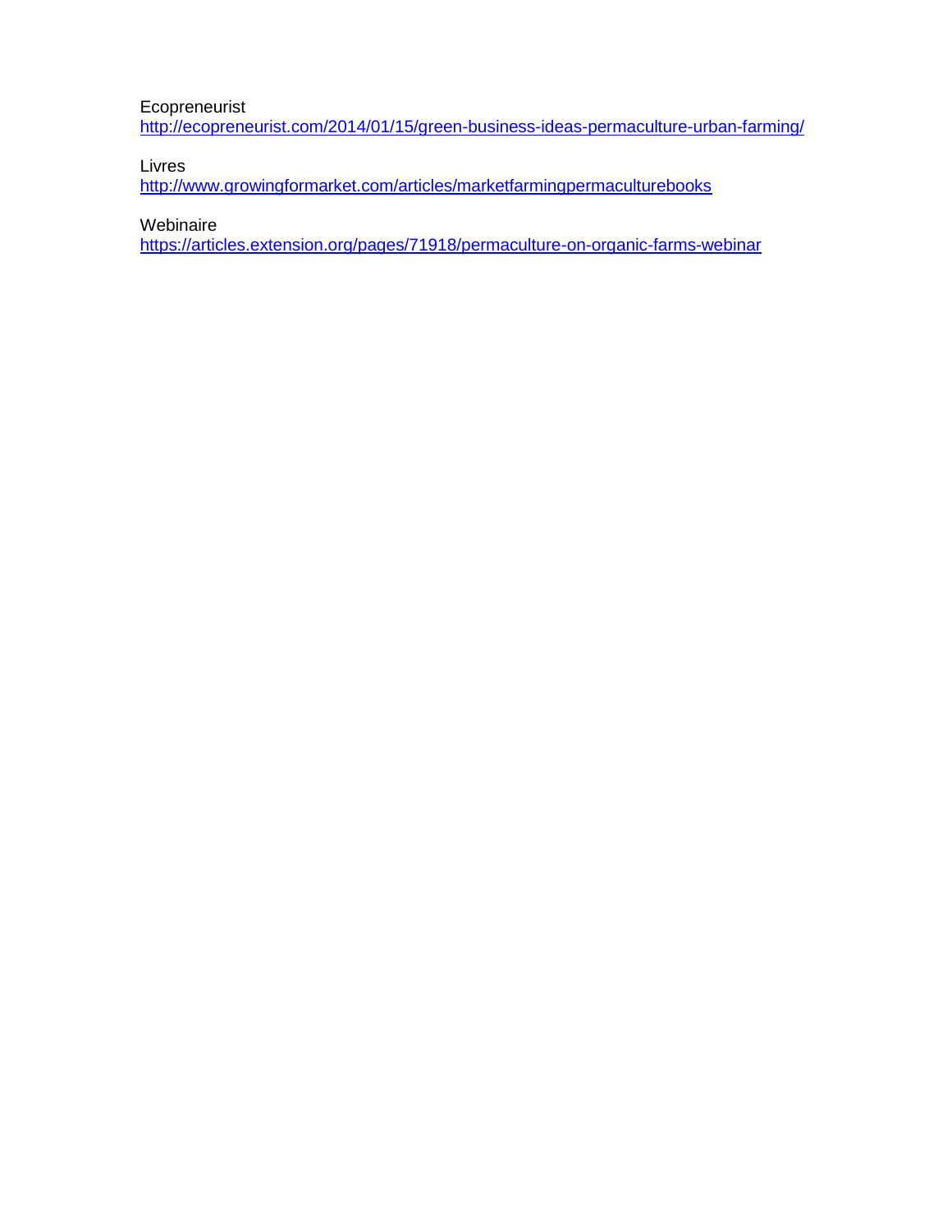Ecopreneurist
http://ecopreneurist.com/2014/01/15/green-business-ideas-permaculture-urban-farming/

Livres
http://www.growingformarket.com/articles/marketfarmingpermaculturebooks

Webinaire
https://articles.extension.org/pages/71918/permaculture-on-organic-farms-webinar